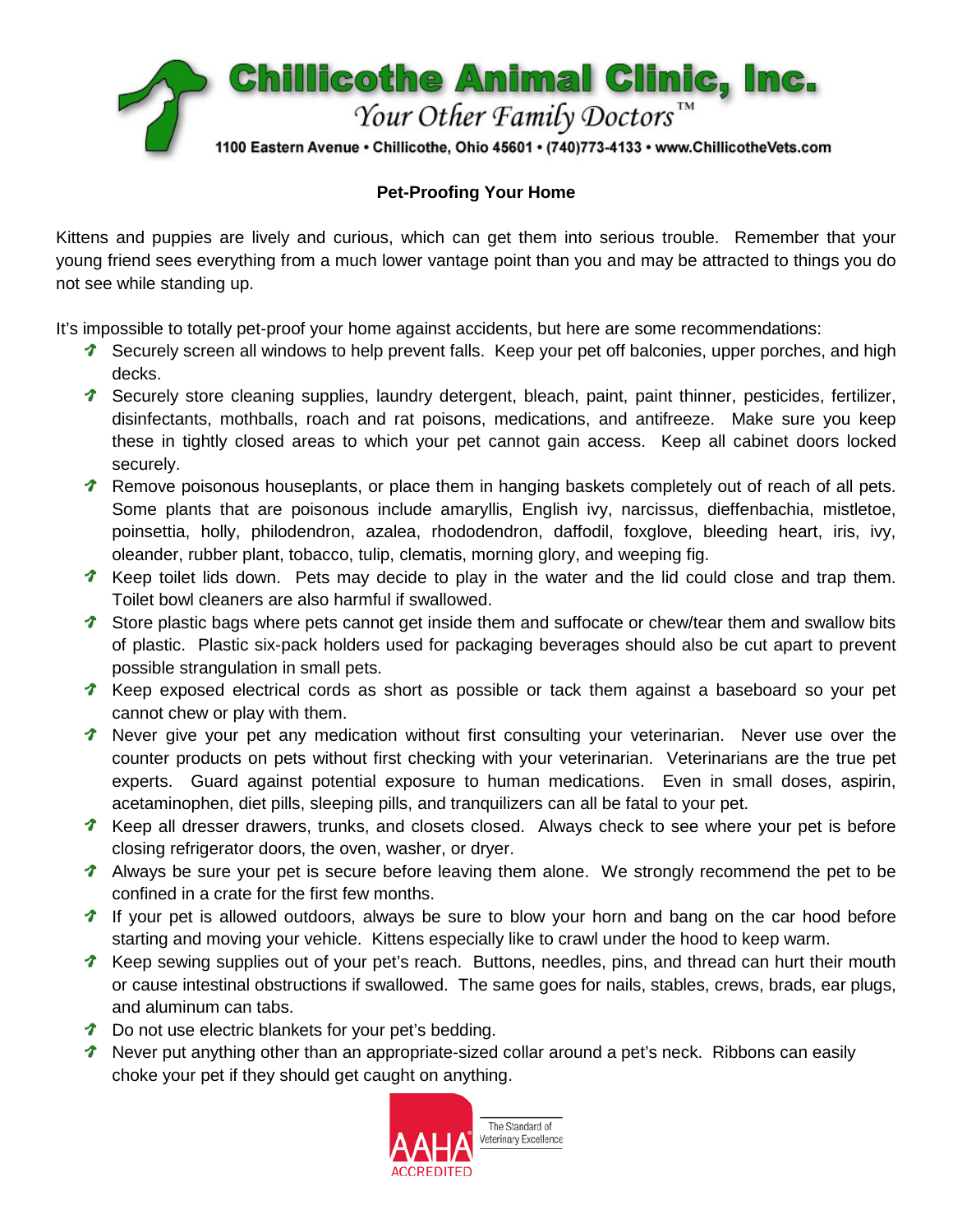**Chillicothe Animal Clinic, Inc.**

*Your Other Family Doctors™*

1100 Eastern Avenue • Chillicothe, Ohio 45601 • (740)773-4133 • www.ChillicotheVets.com

## Pet-Proofing Your Home

Kittens and puppies are lively and curious, which can get them into serious trouble. Remember that your young friend sees everything from a much lower vantage point than you and may be attracted to things you do not see while standing up.

It's impossible to totally pet-proof your home against accidents, but here are some recommendations:

- Securely screen all windows to help prevent falls. Keep your pet off balconies, upper porches, and high decks.
- Securely store cleaning supplies, laundry detergent, bleach, paint, paint thinner, pesticides, fertilizer, disinfectants, mothballs, roach and rat poisons, medications, and antifreeze. Make sure you keep these in tightly closed areas to which your pet cannot gain access. Keep all cabinet doors locked securely.
- Remove poisonous houseplants, or place them in hanging baskets completely out of reach of all pets. Some plants that are poisonous include amaryllis, English ivy, narcissus, dieffenbachia, mistletoe, poinsettia, holly, philodendron, azalea, rhododendron, daffodil, foxglove, bleeding heart, iris, ivy, oleander, rubber plant, tobacco, tulip, clematis, morning glory, and weeping fig.
- Keep toilet lids down. Pets may decide to play in the water and the lid could close and trap them. Toilet bowl cleaners are also harmful if swallowed.
- Store plastic bags where pets cannot get inside them and suffocate or chew/tear them and swallow bits of plastic. Plastic six-pack holders used for packaging beverages should also be cut apart to prevent possible strangulation in small pets.
- Keep exposed electrical cords as short as possible or tack them against a baseboard so your pet cannot chew or play with them.
- Never give your pet any medication without first consulting your veterinarian. Never use over the counter products on pets without first checking with your veterinarian. Veterinarians are the true pet experts. Guard against potential exposure to human medications. Even in small doses, aspirin, acetaminophen, diet pills, sleeping pills, and tranquilizers can all be fatal to your pet.
- Keep all dresser drawers, trunks, and closets closed. Always check to see where your pet is before closing refrigerator doors, the oven, washer, or dryer.
- Always be sure your pet is secure before leaving them alone. We strongly recommend the pet to be confined in a crate for the first few months.
- If your pet is allowed outdoors, always be sure to blow your horn and bang on the car hood before starting and moving your vehicle. Kittens especially like to crawl under the hood to keep warm.
- Keep sewing supplies out of your pet's reach. Buttons, needles, pins, and thread can hurt their mouth or cause intestinal obstructions if swallowed. The same goes for nails, stables, crews, brads, ear plugs, and aluminum can tabs.
- Do not use electric blankets for your pet's bedding.
- Never put anything other than an appropriate-sized collar around a pet's neck. Ribbons can easily choke your pet if they should get caught on anything.

AAHA ACCREDITED — The Standard of Veterinary Excellence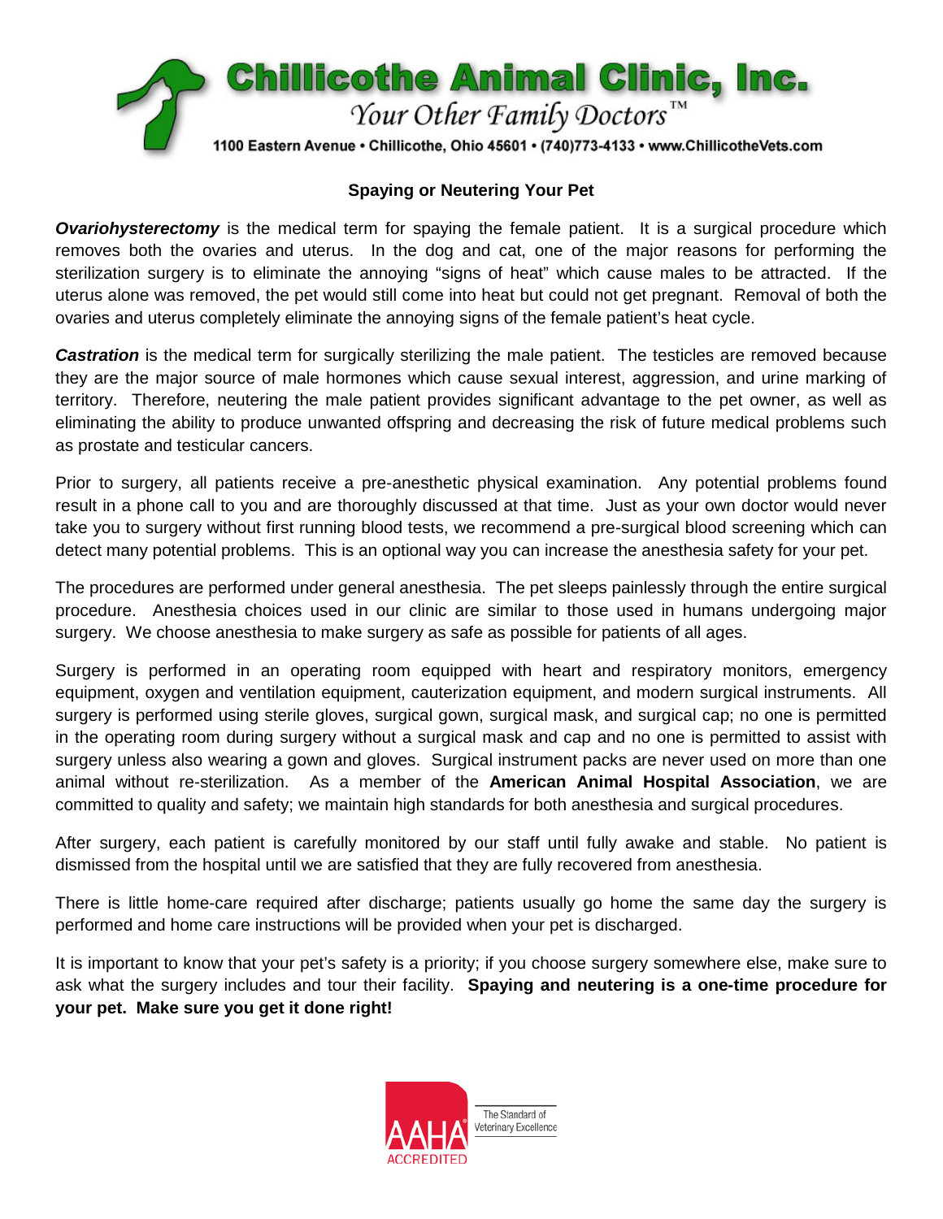# Chillicothe Animal Clinic, Inc.

*Your Other Family Doctors™*

1100 Eastern Avenue • Chillicothe, Ohio 45601 • (740)773-4133 • www.ChillicotheVets.com

## Spaying or Neutering Your Pet

***Ovariohysterectomy*** is the medical term for spaying the female patient. It is a surgical procedure which removes both the ovaries and uterus. In the dog and cat, one of the major reasons for performing the sterilization surgery is to eliminate the annoying "signs of heat" which cause males to be attracted. If the uterus alone was removed, the pet would still come into heat but could not get pregnant. Removal of both the ovaries and uterus completely eliminate the annoying signs of the female patient's heat cycle.

***Castration*** is the medical term for surgically sterilizing the male patient. The testicles are removed because they are the major source of male hormones which cause sexual interest, aggression, and urine marking of territory. Therefore, neutering the male patient provides significant advantage to the pet owner, as well as eliminating the ability to produce unwanted offspring and decreasing the risk of future medical problems such as prostate and testicular cancers.

Prior to surgery, all patients receive a pre-anesthetic physical examination. Any potential problems found result in a phone call to you and are thoroughly discussed at that time. Just as your own doctor would never take you to surgery without first running blood tests, we recommend a pre-surgical blood screening which can detect many potential problems. This is an optional way you can increase the anesthesia safety for your pet.

The procedures are performed under general anesthesia. The pet sleeps painlessly through the entire surgical procedure. Anesthesia choices used in our clinic are similar to those used in humans undergoing major surgery. We choose anesthesia to make surgery as safe as possible for patients of all ages.

Surgery is performed in an operating room equipped with heart and respiratory monitors, emergency equipment, oxygen and ventilation equipment, cauterization equipment, and modern surgical instruments. All surgery is performed using sterile gloves, surgical gown, surgical mask, and surgical cap; no one is permitted in the operating room during surgery without a surgical mask and cap and no one is permitted to assist with surgery unless also wearing a gown and gloves. Surgical instrument packs are never used on more than one animal without re-sterilization. As a member of the **American Animal Hospital Association**, we are committed to quality and safety; we maintain high standards for both anesthesia and surgical procedures.

After surgery, each patient is carefully monitored by our staff until fully awake and stable. No patient is dismissed from the hospital until we are satisfied that they are fully recovered from anesthesia.

There is little home-care required after discharge; patients usually go home the same day the surgery is performed and home care instructions will be provided when your pet is discharged.

It is important to know that your pet's safety is a priority; if you choose surgery somewhere else, make sure to ask what the surgery includes and tour their facility. **Spaying and neutering is a one-time procedure for your pet. Make sure you get it done right!**

AAHA® ACCREDITED — The Standard of Veterinary Excellence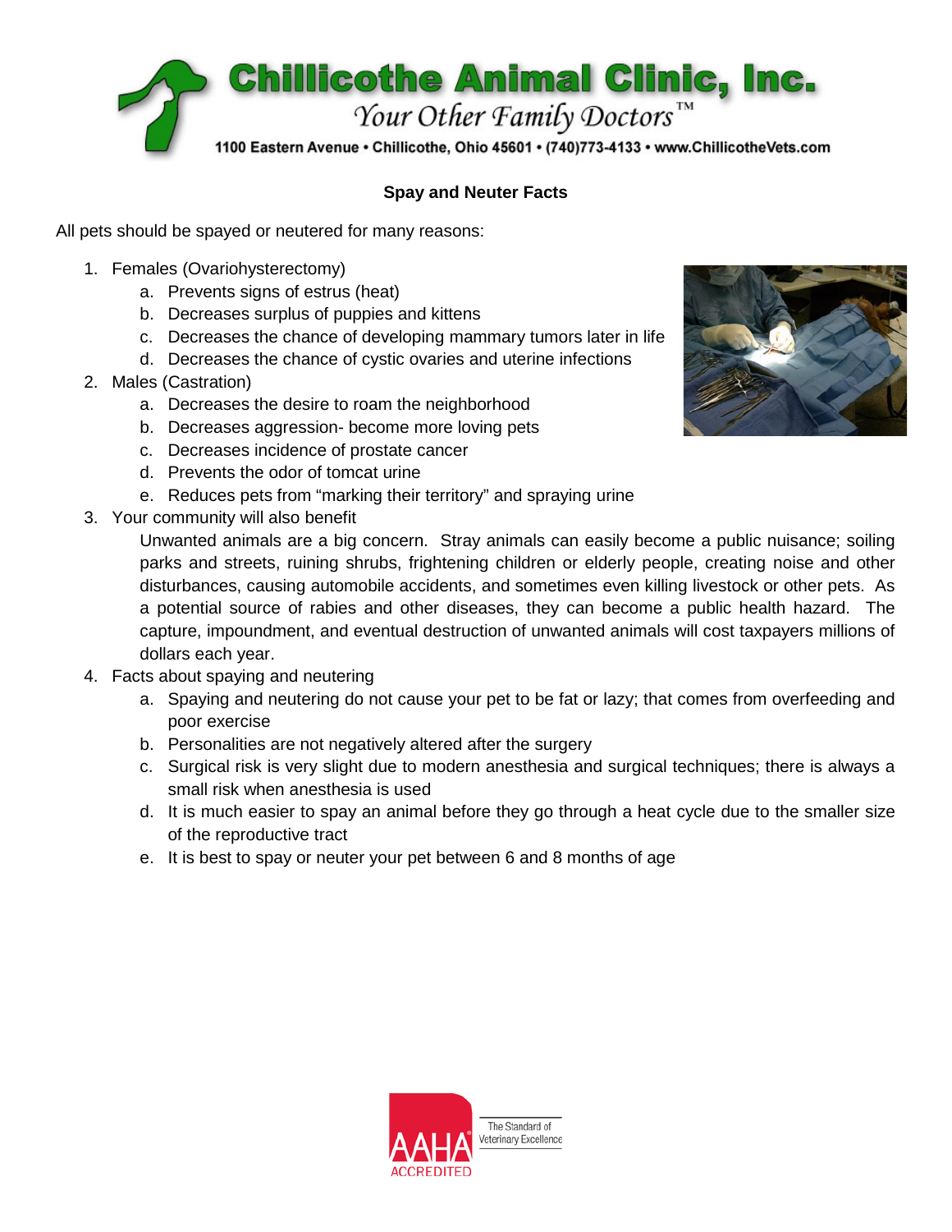# Chillicothe Animal Clinic, Inc.

*Your Other Family Doctors™*

1100 Eastern Avenue • Chillicothe, Ohio 45601 • (740)773-4133 • www.ChillicotheVets.com

## Spay and Neuter Facts

All pets should be spayed or neutered for many reasons:

1. Females (Ovariohysterectomy)
   a. Prevents signs of estrus (heat)
   b. Decreases surplus of puppies and kittens
   c. Decreases the chance of developing mammary tumors later in life
   d. Decreases the chance of cystic ovaries and uterine infections
2. Males (Castration)
   a. Decreases the desire to roam the neighborhood
   b. Decreases aggression- become more loving pets
   c. Decreases incidence of prostate cancer
   d. Prevents the odor of tomcat urine
   e. Reduces pets from "marking their territory" and spraying urine
3. Your community will also benefit

   Unwanted animals are a big concern. Stray animals can easily become a public nuisance; soiling parks and streets, ruining shrubs, frightening children or elderly people, creating noise and other disturbances, causing automobile accidents, and sometimes even killing livestock or other pets. As a potential source of rabies and other diseases, they can become a public health hazard. The capture, impoundment, and eventual destruction of unwanted animals will cost taxpayers millions of dollars each year.
4. Facts about spaying and neutering
   a. Spaying and neutering do not cause your pet to be fat or lazy; that comes from overfeeding and poor exercise
   b. Personalities are not negatively altered after the surgery
   c. Surgical risk is very slight due to modern anesthesia and surgical techniques; there is always a small risk when anesthesia is used
   d. It is much easier to spay an animal before they go through a heat cycle due to the smaller size of the reproductive tract
   e. It is best to spay or neuter your pet between 6 and 8 months of age

AAHA ACCREDITED — The Standard of Veterinary Excellence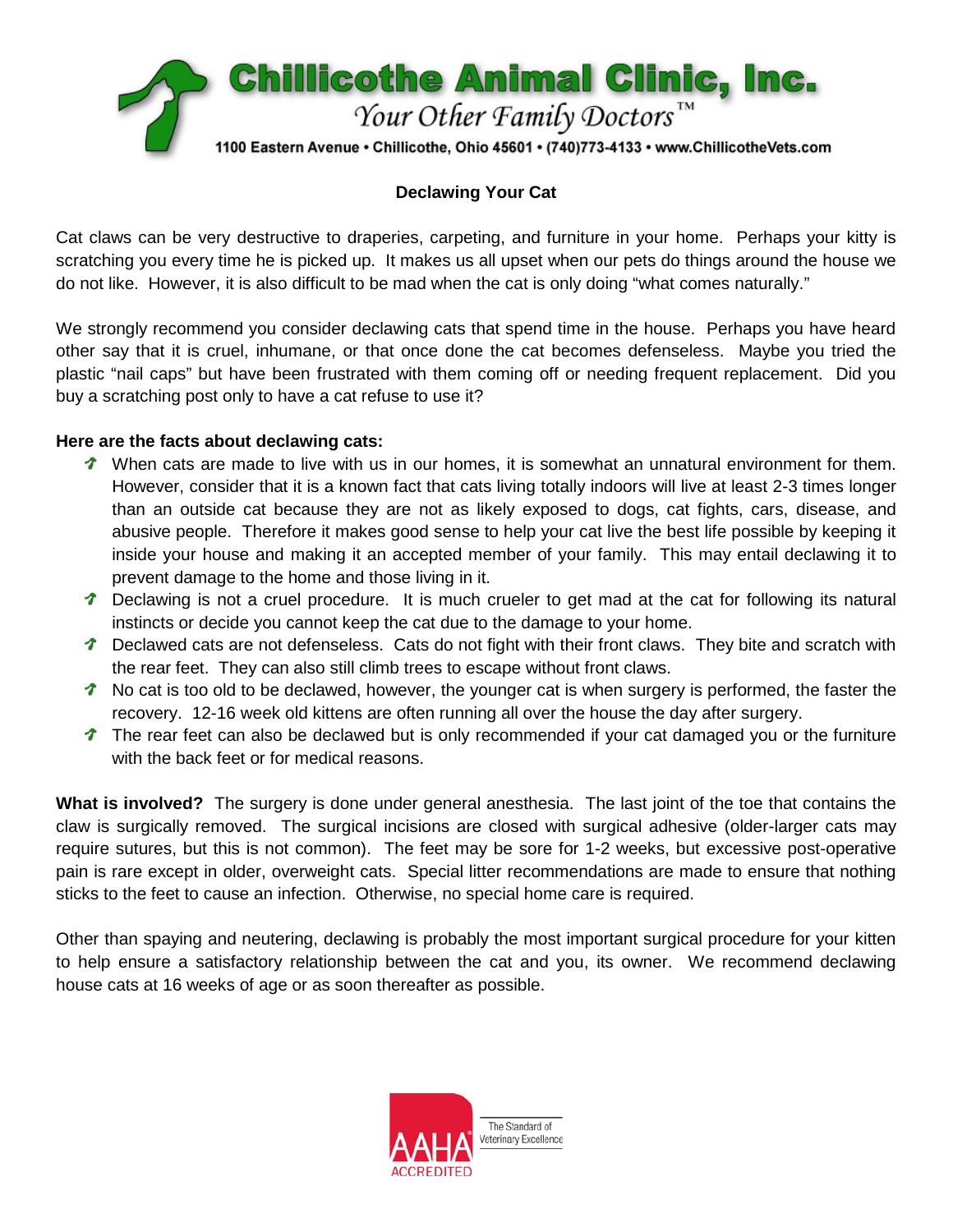**Chillicothe Animal Clinic, Inc.**

*Your Other Family Doctors™*

1100 Eastern Avenue • Chillicothe, Ohio 45601 • (740)773-4133 • www.ChillicotheVets.com

## Declawing Your Cat

Cat claws can be very destructive to draperies, carpeting, and furniture in your home. Perhaps your kitty is scratching you every time he is picked up. It makes us all upset when our pets do things around the house we do not like. However, it is also difficult to be mad when the cat is only doing "what comes naturally."

We strongly recommend you consider declawing cats that spend time in the house. Perhaps you have heard other say that it is cruel, inhumane, or that once done the cat becomes defenseless. Maybe you tried the plastic "nail caps" but have been frustrated with them coming off or needing frequent replacement. Did you buy a scratching post only to have a cat refuse to use it?

**Here are the facts about declawing cats:**

- When cats are made to live with us in our homes, it is somewhat an unnatural environment for them. However, consider that it is a known fact that cats living totally indoors will live at least 2-3 times longer than an outside cat because they are not as likely exposed to dogs, cat fights, cars, disease, and abusive people. Therefore it makes good sense to help your cat live the best life possible by keeping it inside your house and making it an accepted member of your family. This may entail declawing it to prevent damage to the home and those living in it.
- Declawing is not a cruel procedure. It is much crueler to get mad at the cat for following its natural instincts or decide you cannot keep the cat due to the damage to your home.
- Declawed cats are not defenseless. Cats do not fight with their front claws. They bite and scratch with the rear feet. They can also still climb trees to escape without front claws.
- No cat is too old to be declawed, however, the younger cat is when surgery is performed, the faster the recovery. 12-16 week old kittens are often running all over the house the day after surgery.
- The rear feet can also be declawed but is only recommended if your cat damaged you or the furniture with the back feet or for medical reasons.

**What is involved?** The surgery is done under general anesthesia. The last joint of the toe that contains the claw is surgically removed. The surgical incisions are closed with surgical adhesive (older-larger cats may require sutures, but this is not common). The feet may be sore for 1-2 weeks, but excessive post-operative pain is rare except in older, overweight cats. Special litter recommendations are made to ensure that nothing sticks to the feet to cause an infection. Otherwise, no special home care is required.

Other than spaying and neutering, declawing is probably the most important surgical procedure for your kitten to help ensure a satisfactory relationship between the cat and you, its owner. We recommend declawing house cats at 16 weeks of age or as soon thereafter as possible.

AAHA ACCREDITED — The Standard of Veterinary Excellence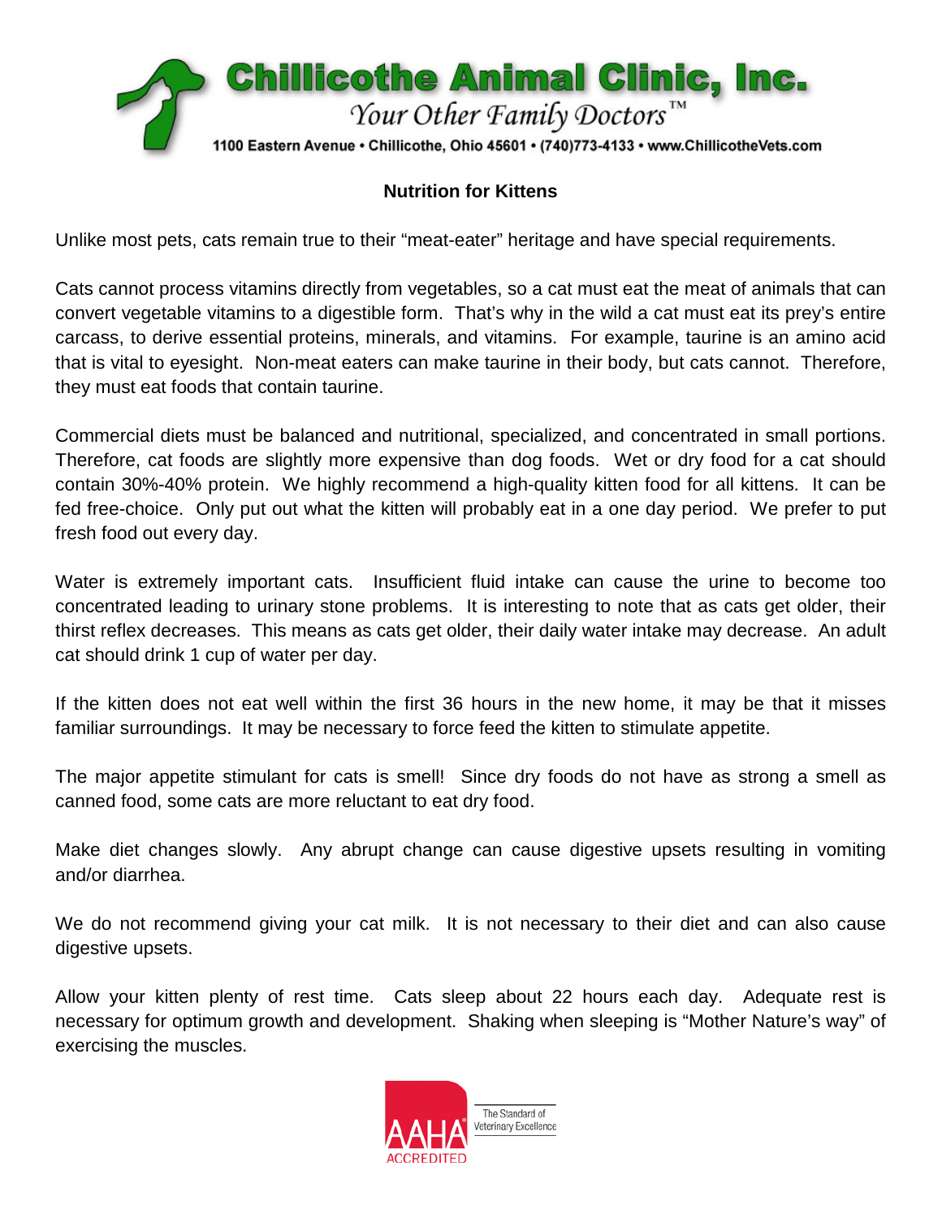# Chillicothe Animal Clinic, Inc.

*Your Other Family Doctors™*

1100 Eastern Avenue • Chillicothe, Ohio 45601 • (740)773-4133 • www.ChillicotheVets.com

## Nutrition for Kittens

Unlike most pets, cats remain true to their "meat-eater" heritage and have special requirements.

Cats cannot process vitamins directly from vegetables, so a cat must eat the meat of animals that can convert vegetable vitamins to a digestible form. That's why in the wild a cat must eat its prey's entire carcass, to derive essential proteins, minerals, and vitamins. For example, taurine is an amino acid that is vital to eyesight. Non-meat eaters can make taurine in their body, but cats cannot. Therefore, they must eat foods that contain taurine.

Commercial diets must be balanced and nutritional, specialized, and concentrated in small portions. Therefore, cat foods are slightly more expensive than dog foods. Wet or dry food for a cat should contain 30%-40% protein. We highly recommend a high-quality kitten food for all kittens. It can be fed free-choice. Only put out what the kitten will probably eat in a one day period. We prefer to put fresh food out every day.

Water is extremely important cats. Insufficient fluid intake can cause the urine to become too concentrated leading to urinary stone problems. It is interesting to note that as cats get older, their thirst reflex decreases. This means as cats get older, their daily water intake may decrease. An adult cat should drink 1 cup of water per day.

If the kitten does not eat well within the first 36 hours in the new home, it may be that it misses familiar surroundings. It may be necessary to force feed the kitten to stimulate appetite.

The major appetite stimulant for cats is smell! Since dry foods do not have as strong a smell as canned food, some cats are more reluctant to eat dry food.

Make diet changes slowly. Any abrupt change can cause digestive upsets resulting in vomiting and/or diarrhea.

We do not recommend giving your cat milk. It is not necessary to their diet and can also cause digestive upsets.

Allow your kitten plenty of rest time. Cats sleep about 22 hours each day. Adequate rest is necessary for optimum growth and development. Shaking when sleeping is "Mother Nature's way" of exercising the muscles.

AAHA ACCREDITED — The Standard of Veterinary Excellence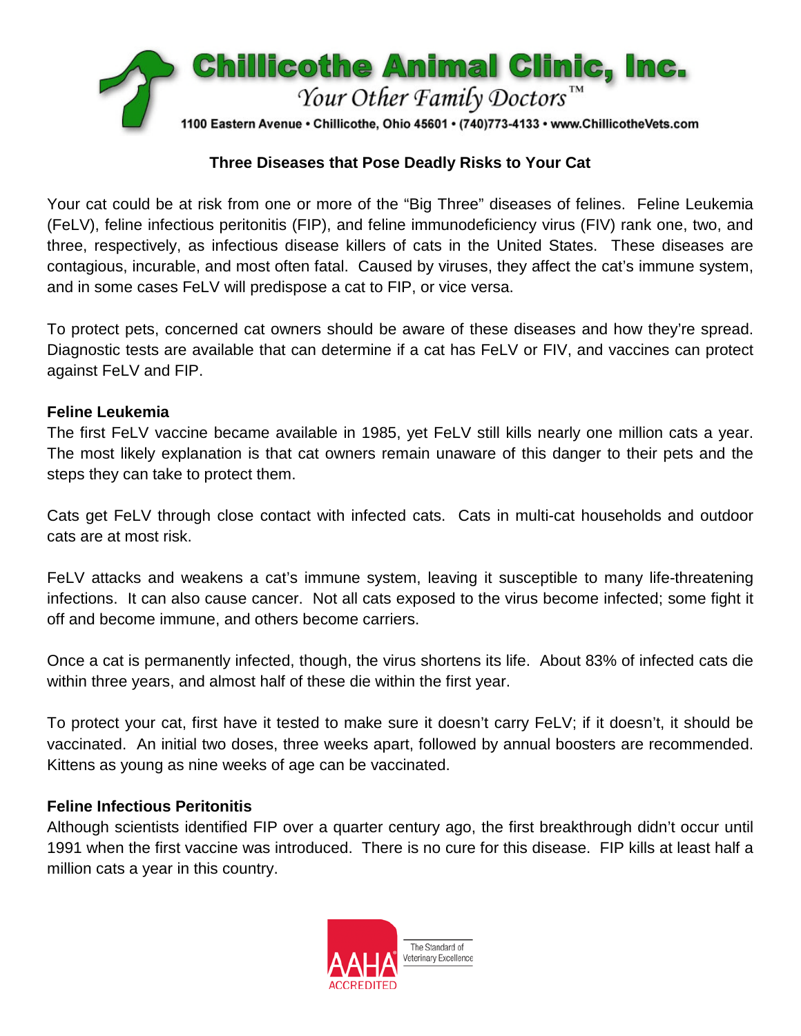## Three Diseases that Pose Deadly Risks to Your Cat

Your cat could be at risk from one or more of the "Big Three" diseases of felines. Feline Leukemia (FeLV), feline infectious peritonitis (FIP), and feline immunodeficiency virus (FIV) rank one, two, and three, respectively, as infectious disease killers of cats in the United States. These diseases are contagious, incurable, and most often fatal. Caused by viruses, they affect the cat's immune system, and in some cases FeLV will predispose a cat to FIP, or vice versa.

To protect pets, concerned cat owners should be aware of these diseases and how they're spread. Diagnostic tests are available that can determine if a cat has FeLV or FIV, and vaccines can protect against FeLV and FIP.

### Feline Leukemia

The first FeLV vaccine became available in 1985, yet FeLV still kills nearly one million cats a year. The most likely explanation is that cat owners remain unaware of this danger to their pets and the steps they can take to protect them.

Cats get FeLV through close contact with infected cats. Cats in multi-cat households and outdoor cats are at most risk.

FeLV attacks and weakens a cat's immune system, leaving it susceptible to many life-threatening infections. It can also cause cancer. Not all cats exposed to the virus become infected; some fight it off and become immune, and others become carriers.

Once a cat is permanently infected, though, the virus shortens its life. About 83% of infected cats die within three years, and almost half of these die within the first year.

To protect your cat, first have it tested to make sure it doesn't carry FeLV; if it doesn't, it should be vaccinated. An initial two doses, three weeks apart, followed by annual boosters are recommended. Kittens as young as nine weeks of age can be vaccinated.

### Feline Infectious Peritonitis

Although scientists identified FIP over a quarter century ago, the first breakthrough didn't occur until 1991 when the first vaccine was introduced. There is no cure for this disease. FIP kills at least half a million cats a year in this country.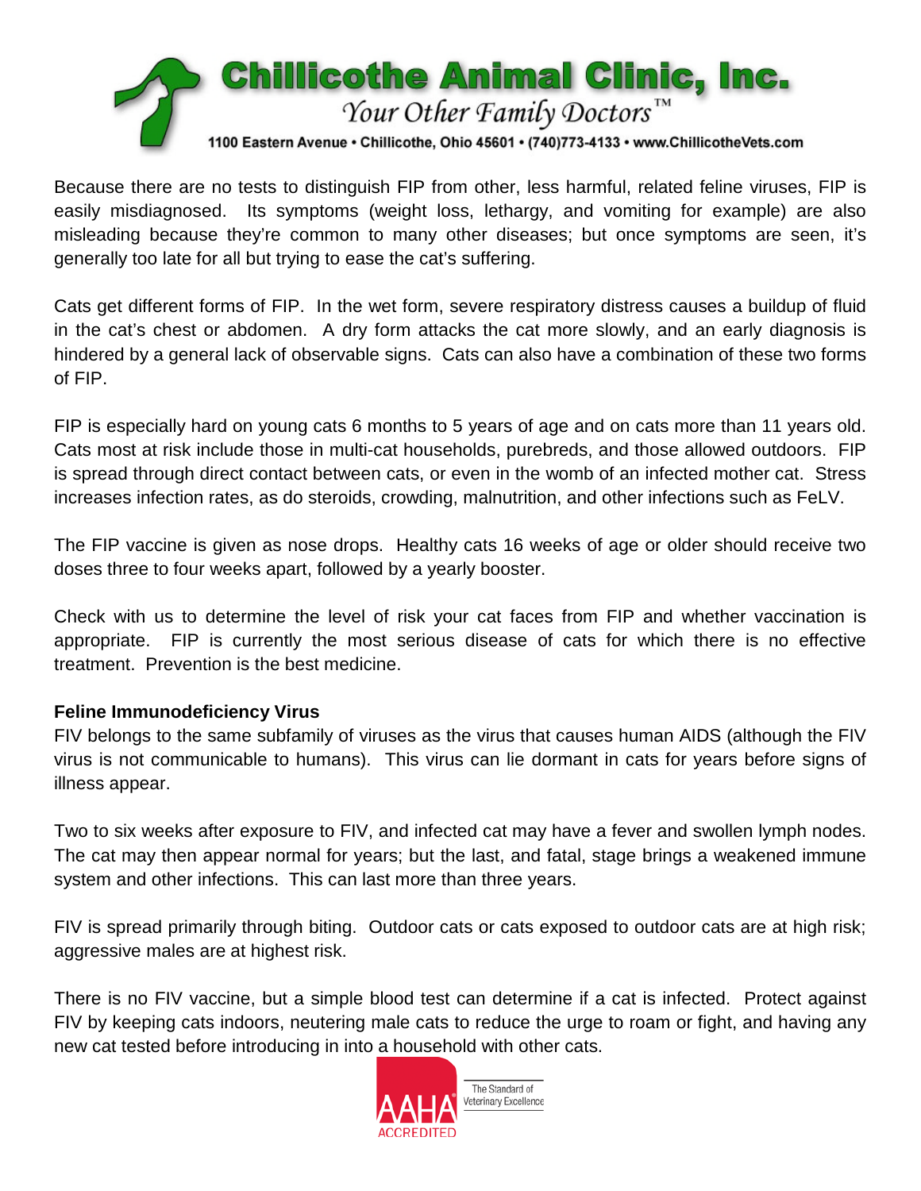Because there are no tests to distinguish FIP from other, less harmful, related feline viruses, FIP is easily misdiagnosed. Its symptoms (weight loss, lethargy, and vomiting for example) are also misleading because they're common to many other diseases; but once symptoms are seen, it's generally too late for all but trying to ease the cat's suffering.

Cats get different forms of FIP. In the wet form, severe respiratory distress causes a buildup of fluid in the cat's chest or abdomen. A dry form attacks the cat more slowly, and an early diagnosis is hindered by a general lack of observable signs. Cats can also have a combination of these two forms of FIP.

FIP is especially hard on young cats 6 months to 5 years of age and on cats more than 11 years old. Cats most at risk include those in multi-cat households, purebreds, and those allowed outdoors. FIP is spread through direct contact between cats, or even in the womb of an infected mother cat. Stress increases infection rates, as do steroids, crowding, malnutrition, and other infections such as FeLV.

The FIP vaccine is given as nose drops. Healthy cats 16 weeks of age or older should receive two doses three to four weeks apart, followed by a yearly booster.

Check with us to determine the level of risk your cat faces from FIP and whether vaccination is appropriate. FIP is currently the most serious disease of cats for which there is no effective treatment. Prevention is the best medicine.

**Feline Immunodeficiency Virus**

FIV belongs to the same subfamily of viruses as the virus that causes human AIDS (although the FIV virus is not communicable to humans). This virus can lie dormant in cats for years before signs of illness appear.

Two to six weeks after exposure to FIV, and infected cat may have a fever and swollen lymph nodes. The cat may then appear normal for years; but the last, and fatal, stage brings a weakened immune system and other infections. This can last more than three years.

FIV is spread primarily through biting. Outdoor cats or cats exposed to outdoor cats are at high risk; aggressive males are at highest risk.

There is no FIV vaccine, but a simple blood test can determine if a cat is infected. Protect against FIV by keeping cats indoors, neutering male cats to reduce the urge to roam or fight, and having any new cat tested before introducing in into a household with other cats.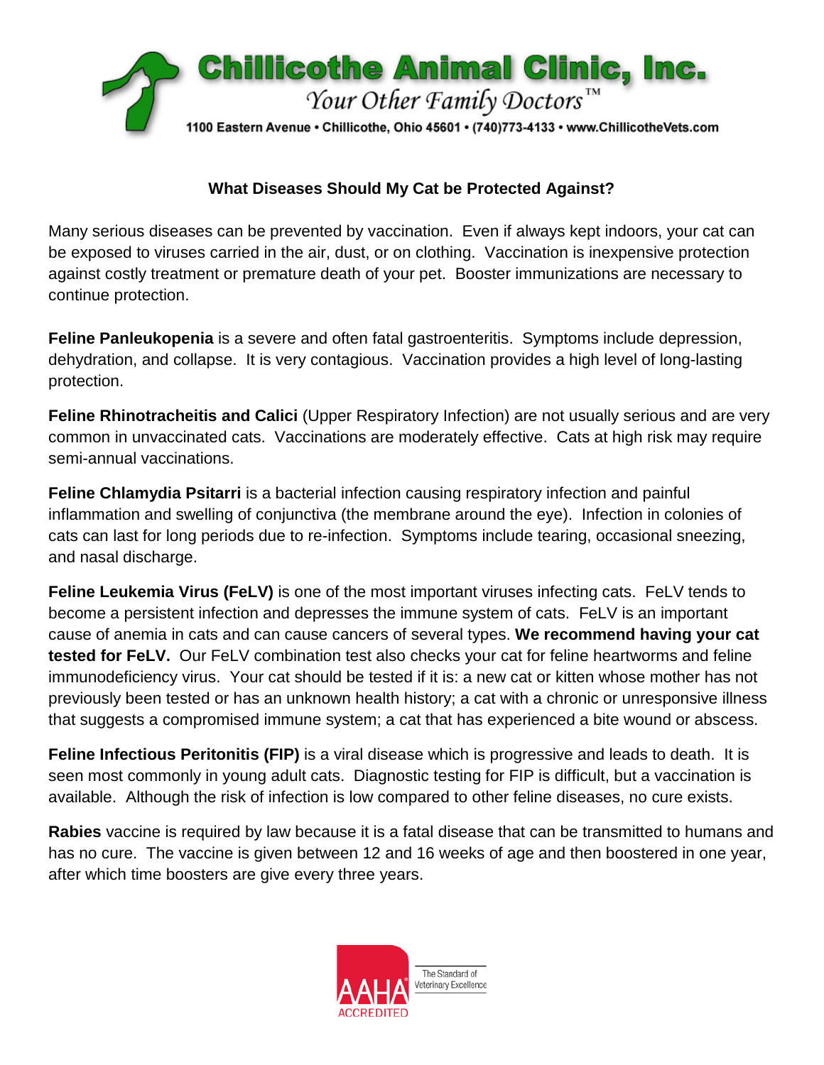# Chillicothe Animal Clinic, Inc.

*Your Other Family Doctors™*

1100 Eastern Avenue • Chillicothe, Ohio 45601 • (740)773-4133 • www.ChillicotheVets.com

## What Diseases Should My Cat be Protected Against?

Many serious diseases can be prevented by vaccination. Even if always kept indoors, your cat can be exposed to viruses carried in the air, dust, or on clothing. Vaccination is inexpensive protection against costly treatment or premature death of your pet. Booster immunizations are necessary to continue protection.

**Feline Panleukopenia** is a severe and often fatal gastroenteritis. Symptoms include depression, dehydration, and collapse. It is very contagious. Vaccination provides a high level of long-lasting protection.

**Feline Rhinotracheitis and Calici** (Upper Respiratory Infection) are not usually serious and are very common in unvaccinated cats. Vaccinations are moderately effective. Cats at high risk may require semi-annual vaccinations.

**Feline Chlamydia Psitarri** is a bacterial infection causing respiratory infection and painful inflammation and swelling of conjunctiva (the membrane around the eye). Infection in colonies of cats can last for long periods due to re-infection. Symptoms include tearing, occasional sneezing, and nasal discharge.

**Feline Leukemia Virus (FeLV)** is one of the most important viruses infecting cats. FeLV tends to become a persistent infection and depresses the immune system of cats. FeLV is an important cause of anemia in cats and can cause cancers of several types. **We recommend having your cat tested for FeLV.** Our FeLV combination test also checks your cat for feline heartworms and feline immunodeficiency virus. Your cat should be tested if it is: a new cat or kitten whose mother has not previously been tested or has an unknown health history; a cat with a chronic or unresponsive illness that suggests a compromised immune system; a cat that has experienced a bite wound or abscess.

**Feline Infectious Peritonitis (FIP)** is a viral disease which is progressive and leads to death. It is seen most commonly in young adult cats. Diagnostic testing for FIP is difficult, but a vaccination is available. Although the risk of infection is low compared to other feline diseases, no cure exists.

**Rabies** vaccine is required by law because it is a fatal disease that can be transmitted to humans and has no cure. The vaccine is given between 12 and 16 weeks of age and then boostered in one year, after which time boosters are give every three years.

AAHA ACCREDITED — The Standard of Veterinary Excellence